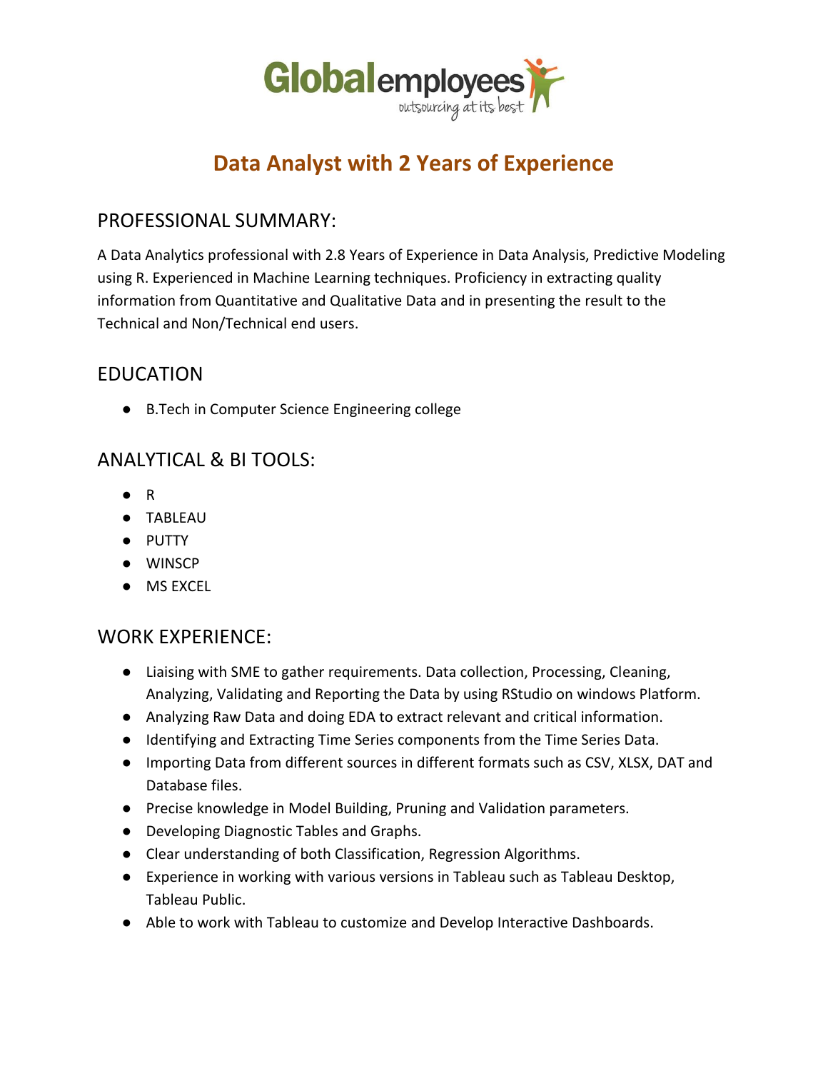# Data Analyst with 2 Years of Experience

## PROFESSIONAL SUMMARY:

A Data Analytics professional with 2.8 Years of Experience in Data Analysis, Predictive Modeling using R. Experienced in Machine Learning techniques. Proficiency in extracting quality information from Quantitative and Qualitative Data and in presenting the result to the Technical and Non/Technical end users.

## EDUCATION

- B.Tech in Computer Science Engineering college

## ANALYTICAL & BI TOOLS:

- R
- TABLEAU
- PUTTY
- WINSCP
- MS EXCEL

## WORK EXPERIENCE:

- Liaising with SME to gather requirements. Data collection, Processing, Cleaning, Analyzing, Validating and Reporting the Data by using RStudio on windows Platform.
- Analyzing Raw Data and doing EDA to extract relevant and critical information.
- Identifying and Extracting Time Series components from the Time Series Data.
- Importing Data from different sources in different formats such as CSV, XLSX, DAT and Database files.
- Precise knowledge in Model Building, Pruning and Validation parameters.
- Developing Diagnostic Tables and Graphs.
- Clear understanding of both Classification, Regression Algorithms.
- Experience in working with various versions in Tableau such as Tableau Desktop, Tableau Public.
- Able to work with Tableau to customize and Develop Interactive Dashboards.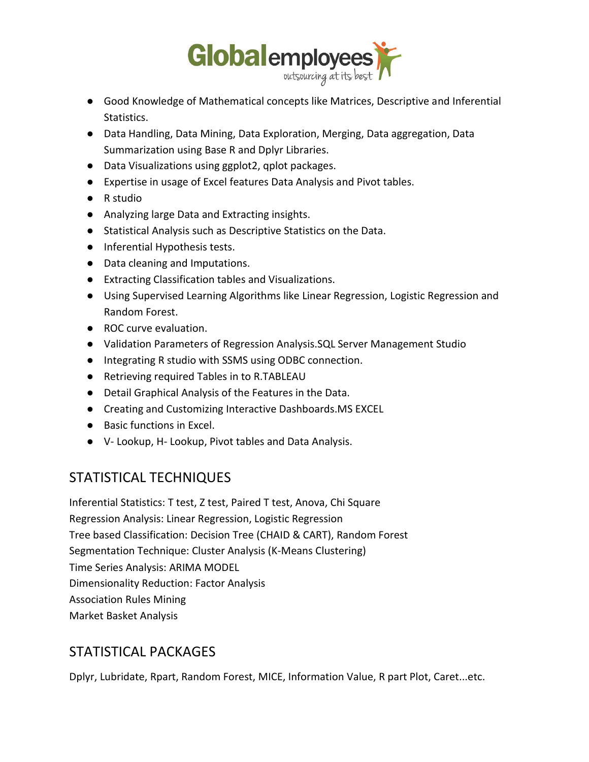- Good Knowledge of Mathematical concepts like Matrices, Descriptive and Inferential Statistics.
- Data Handling, Data Mining, Data Exploration, Merging, Data aggregation, Data Summarization using Base R and Dplyr Libraries.
- Data Visualizations using ggplot2, qplot packages.
- Expertise in usage of Excel features Data Analysis and Pivot tables.
- R studio
- Analyzing large Data and Extracting insights.
- Statistical Analysis such as Descriptive Statistics on the Data.
- Inferential Hypothesis tests.
- Data cleaning and Imputations.
- Extracting Classification tables and Visualizations.
- Using Supervised Learning Algorithms like Linear Regression, Logistic Regression and Random Forest.
- ROC curve evaluation.
- Validation Parameters of Regression Analysis.SQL Server Management Studio
- Integrating R studio with SSMS using ODBC connection.
- Retrieving required Tables in to R.TABLEAU
- Detail Graphical Analysis of the Features in the Data.
- Creating and Customizing Interactive Dashboards.MS EXCEL
- Basic functions in Excel.
- V- Lookup, H- Lookup, Pivot tables and Data Analysis.

## STATISTICAL TECHNIQUES

Inferential Statistics: T test, Z test, Paired T test, Anova, Chi Square
Regression Analysis: Linear Regression, Logistic Regression
Tree based Classification: Decision Tree (CHAID & CART), Random Forest
Segmentation Technique: Cluster Analysis (K-Means Clustering)
Time Series Analysis: ARIMA MODEL
Dimensionality Reduction: Factor Analysis
Association Rules Mining
Market Basket Analysis

## STATISTICAL PACKAGES

Dplyr, Lubridate, Rpart, Random Forest, MICE, Information Value, R part Plot, Caret...etc.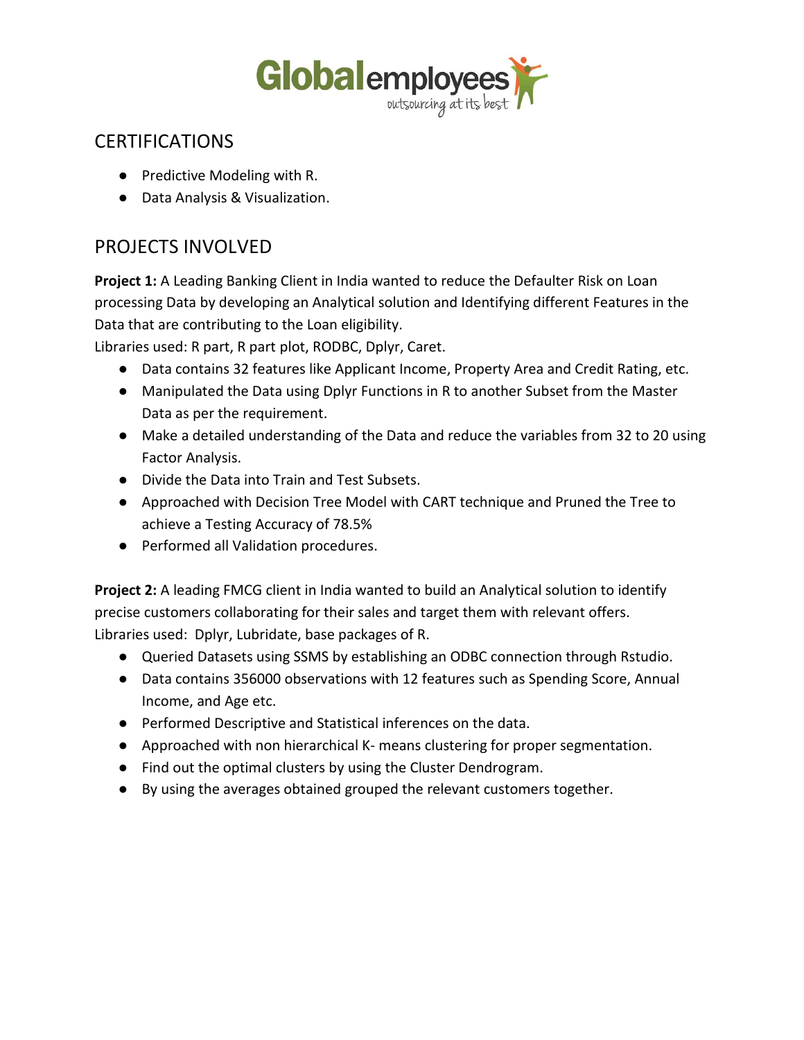## CERTIFICATIONS

- Predictive Modeling with R.
- Data Analysis & Visualization.

## PROJECTS INVOLVED

**Project 1:** A Leading Banking Client in India wanted to reduce the Defaulter Risk on Loan processing Data by developing an Analytical solution and Identifying different Features in the Data that are contributing to the Loan eligibility.
Libraries used: R part, R part plot, RODBC, Dplyr, Caret.

- Data contains 32 features like Applicant Income, Property Area and Credit Rating, etc.
- Manipulated the Data using Dplyr Functions in R to another Subset from the Master Data as per the requirement.
- Make a detailed understanding of the Data and reduce the variables from 32 to 20 using Factor Analysis.
- Divide the Data into Train and Test Subsets.
- Approached with Decision Tree Model with CART technique and Pruned the Tree to achieve a Testing Accuracy of 78.5%
- Performed all Validation procedures.

**Project 2:** A leading FMCG client in India wanted to build an Analytical solution to identify precise customers collaborating for their sales and target them with relevant offers.
Libraries used: Dplyr, Lubridate, base packages of R.

- Queried Datasets using SSMS by establishing an ODBC connection through Rstudio.
- Data contains 356000 observations with 12 features such as Spending Score, Annual Income, and Age etc.
- Performed Descriptive and Statistical inferences on the data.
- Approached with non hierarchical K- means clustering for proper segmentation.
- Find out the optimal clusters by using the Cluster Dendrogram.
- By using the averages obtained grouped the relevant customers together.